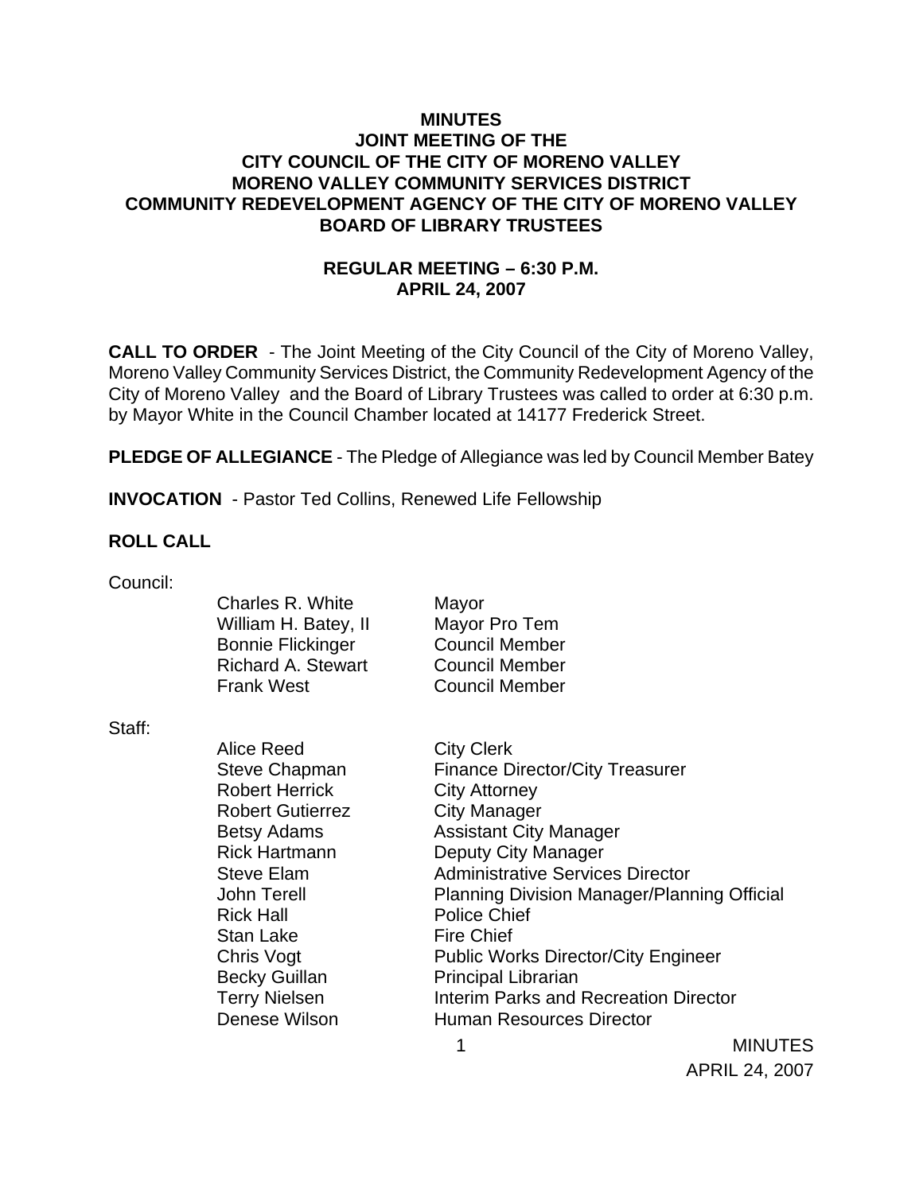# MINUTES
## JOINT MEETING OF THE
## CITY COUNCIL OF THE CITY OF MORENO VALLEY
## MORENO VALLEY COMMUNITY SERVICES DISTRICT
## COMMUNITY REDEVELOPMENT AGENCY OF THE CITY OF MORENO VALLEY
## BOARD OF LIBRARY TRUSTEES

**REGULAR MEETING – 6:30 P.M.**
**APRIL 24, 2007**

**CALL TO ORDER** - The Joint Meeting of the City Council of the City of Moreno Valley, Moreno Valley Community Services District, the Community Redevelopment Agency of the City of Moreno Valley and the Board of Library Trustees was called to order at 6:30 p.m. by Mayor White in the Council Chamber located at 14177 Frederick Street.

**PLEDGE OF ALLEGIANCE** - The Pledge of Allegiance was led by Council Member Batey

**INVOCATION** - Pastor Ted Collins, Renewed Life Fellowship

**ROLL CALL**

Council:

| | |
|---|---|
| Charles R. White | Mayor |
| William H. Batey, II | Mayor Pro Tem |
| Bonnie Flickinger | Council Member |
| Richard A. Stewart | Council Member |
| Frank West | Council Member |

Staff:

| | |
|---|---|
| Alice Reed | City Clerk |
| Steve Chapman | Finance Director/City Treasurer |
| Robert Herrick | City Attorney |
| Robert Gutierrez | City Manager |
| Betsy Adams | Assistant City Manager |
| Rick Hartmann | Deputy City Manager |
| Steve Elam | Administrative Services Director |
| John Terell | Planning Division Manager/Planning Official |
| Rick Hall | Police Chief |
| Stan Lake | Fire Chief |
| Chris Vogt | Public Works Director/City Engineer |
| Becky Guillan | Principal Librarian |
| Terry Nielsen | Interim Parks and Recreation Director |
| Denese Wilson | Human Resources Director |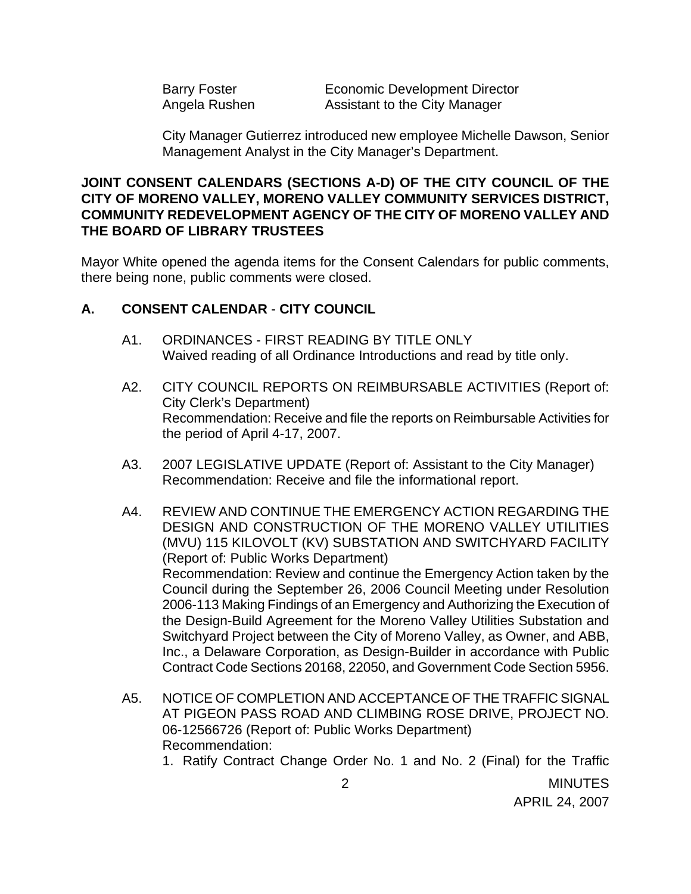| | |
|---|---|
| Barry Foster | Economic Development Director |
| Angela Rushen | Assistant to the City Manager |

City Manager Gutierrez introduced new employee Michelle Dawson, Senior Management Analyst in the City Manager's Department.

**JOINT CONSENT CALENDARS (SECTIONS A-D) OF THE CITY COUNCIL OF THE CITY OF MORENO VALLEY, MORENO VALLEY COMMUNITY SERVICES DISTRICT, COMMUNITY REDEVELOPMENT AGENCY OF THE CITY OF MORENO VALLEY AND THE BOARD OF LIBRARY TRUSTEES**

Mayor White opened the agenda items for the Consent Calendars for public comments, there being none, public comments were closed.

**A. CONSENT CALENDAR - CITY COUNCIL**

A1. ORDINANCES - FIRST READING BY TITLE ONLY
Waived reading of all Ordinance Introductions and read by title only.

A2. CITY COUNCIL REPORTS ON REIMBURSABLE ACTIVITIES (Report of: City Clerk's Department)
Recommendation: Receive and file the reports on Reimbursable Activities for the period of April 4-17, 2007.

A3. 2007 LEGISLATIVE UPDATE (Report of: Assistant to the City Manager)
Recommendation: Receive and file the informational report.

A4. REVIEW AND CONTINUE THE EMERGENCY ACTION REGARDING THE DESIGN AND CONSTRUCTION OF THE MORENO VALLEY UTILITIES (MVU) 115 KILOVOLT (KV) SUBSTATION AND SWITCHYARD FACILITY (Report of: Public Works Department)
Recommendation: Review and continue the Emergency Action taken by the Council during the September 26, 2006 Council Meeting under Resolution 2006-113 Making Findings of an Emergency and Authorizing the Execution of the Design-Build Agreement for the Moreno Valley Utilities Substation and Switchyard Project between the City of Moreno Valley, as Owner, and ABB, Inc., a Delaware Corporation, as Design-Builder in accordance with Public Contract Code Sections 20168, 22050, and Government Code Section 5956.

A5. NOTICE OF COMPLETION AND ACCEPTANCE OF THE TRAFFIC SIGNAL AT PIGEON PASS ROAD AND CLIMBING ROSE DRIVE, PROJECT NO. 06-12566726 (Report of: Public Works Department)
Recommendation:

1. Ratify Contract Change Order No. 1 and No. 2 (Final) for the Traffic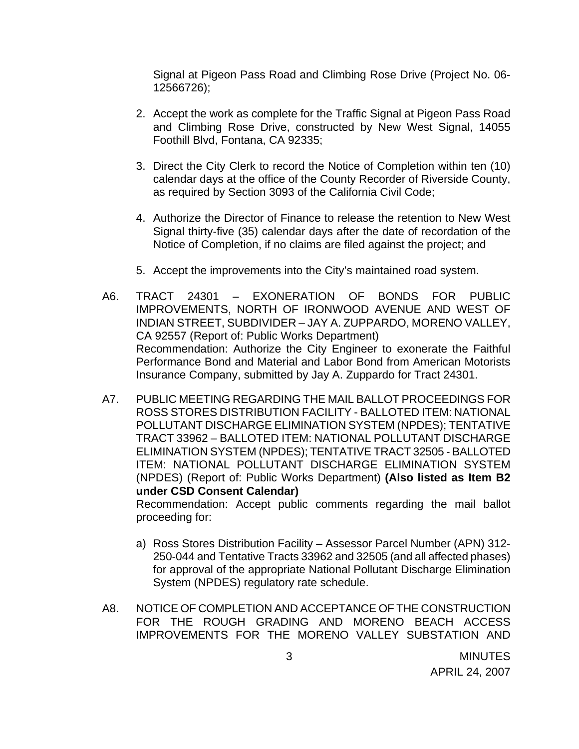Signal at Pigeon Pass Road and Climbing Rose Drive (Project No. 06-12566726);

2. Accept the work as complete for the Traffic Signal at Pigeon Pass Road and Climbing Rose Drive, constructed by New West Signal, 14055 Foothill Blvd, Fontana, CA 92335;

3. Direct the City Clerk to record the Notice of Completion within ten (10) calendar days at the office of the County Recorder of Riverside County, as required by Section 3093 of the California Civil Code;

4. Authorize the Director of Finance to release the retention to New West Signal thirty-five (35) calendar days after the date of recordation of the Notice of Completion, if no claims are filed against the project; and

5. Accept the improvements into the City's maintained road system.

A6. TRACT 24301 – EXONERATION OF BONDS FOR PUBLIC IMPROVEMENTS, NORTH OF IRONWOOD AVENUE AND WEST OF INDIAN STREET, SUBDIVIDER – JAY A. ZUPPARDO, MORENO VALLEY, CA 92557 (Report of: Public Works Department)
Recommendation: Authorize the City Engineer to exonerate the Faithful Performance Bond and Material and Labor Bond from American Motorists Insurance Company, submitted by Jay A. Zuppardo for Tract 24301.

A7. PUBLIC MEETING REGARDING THE MAIL BALLOT PROCEEDINGS FOR ROSS STORES DISTRIBUTION FACILITY - BALLOTED ITEM: NATIONAL POLLUTANT DISCHARGE ELIMINATION SYSTEM (NPDES); TENTATIVE TRACT 33962 – BALLOTED ITEM: NATIONAL POLLUTANT DISCHARGE ELIMINATION SYSTEM (NPDES); TENTATIVE TRACT 32505 - BALLOTED ITEM: NATIONAL POLLUTANT DISCHARGE ELIMINATION SYSTEM (NPDES) (Report of: Public Works Department) **(Also listed as Item B2 under CSD Consent Calendar)**
Recommendation: Accept public comments regarding the mail ballot proceeding for:

a) Ross Stores Distribution Facility – Assessor Parcel Number (APN) 312-250-044 and Tentative Tracts 33962 and 32505 (and all affected phases) for approval of the appropriate National Pollutant Discharge Elimination System (NPDES) regulatory rate schedule.

A8. NOTICE OF COMPLETION AND ACCEPTANCE OF THE CONSTRUCTION FOR THE ROUGH GRADING AND MORENO BEACH ACCESS IMPROVEMENTS FOR THE MORENO VALLEY SUBSTATION AND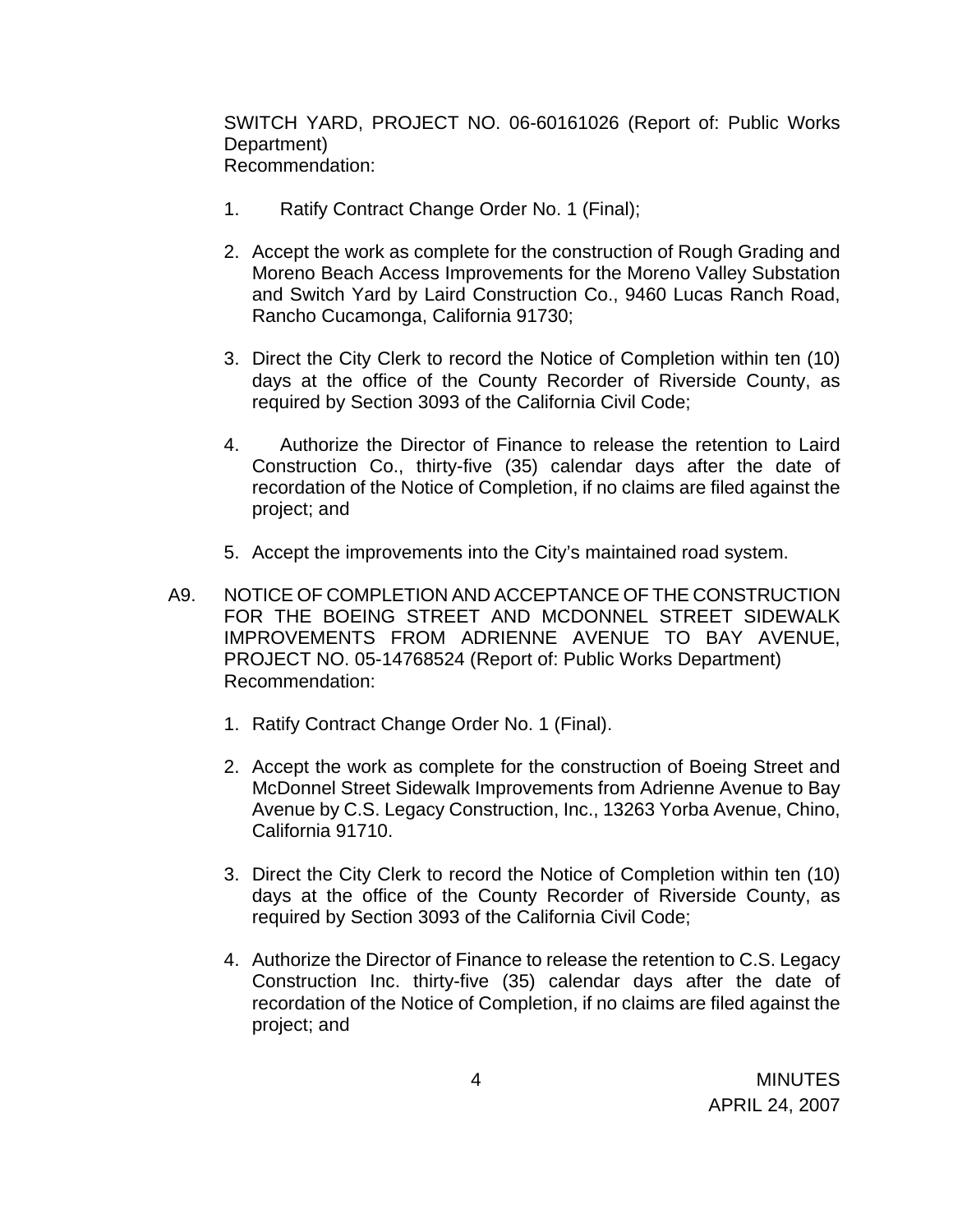SWITCH YARD, PROJECT NO. 06-60161026 (Report of: Public Works Department)
Recommendation:

1. Ratify Contract Change Order No. 1 (Final);

2. Accept the work as complete for the construction of Rough Grading and Moreno Beach Access Improvements for the Moreno Valley Substation and Switch Yard by Laird Construction Co., 9460 Lucas Ranch Road, Rancho Cucamonga, California 91730;

3. Direct the City Clerk to record the Notice of Completion within ten (10) days at the office of the County Recorder of Riverside County, as required by Section 3093 of the California Civil Code;

4. Authorize the Director of Finance to release the retention to Laird Construction Co., thirty-five (35) calendar days after the date of recordation of the Notice of Completion, if no claims are filed against the project; and

5. Accept the improvements into the City's maintained road system.

A9. NOTICE OF COMPLETION AND ACCEPTANCE OF THE CONSTRUCTION FOR THE BOEING STREET AND MCDONNEL STREET SIDEWALK IMPROVEMENTS FROM ADRIENNE AVENUE TO BAY AVENUE, PROJECT NO. 05-14768524 (Report of: Public Works Department)
Recommendation:

1. Ratify Contract Change Order No. 1 (Final).

2. Accept the work as complete for the construction of Boeing Street and McDonnel Street Sidewalk Improvements from Adrienne Avenue to Bay Avenue by C.S. Legacy Construction, Inc., 13263 Yorba Avenue, Chino, California 91710.

3. Direct the City Clerk to record the Notice of Completion within ten (10) days at the office of the County Recorder of Riverside County, as required by Section 3093 of the California Civil Code;

4. Authorize the Director of Finance to release the retention to C.S. Legacy Construction Inc. thirty-five (35) calendar days after the date of recordation of the Notice of Completion, if no claims are filed against the project; and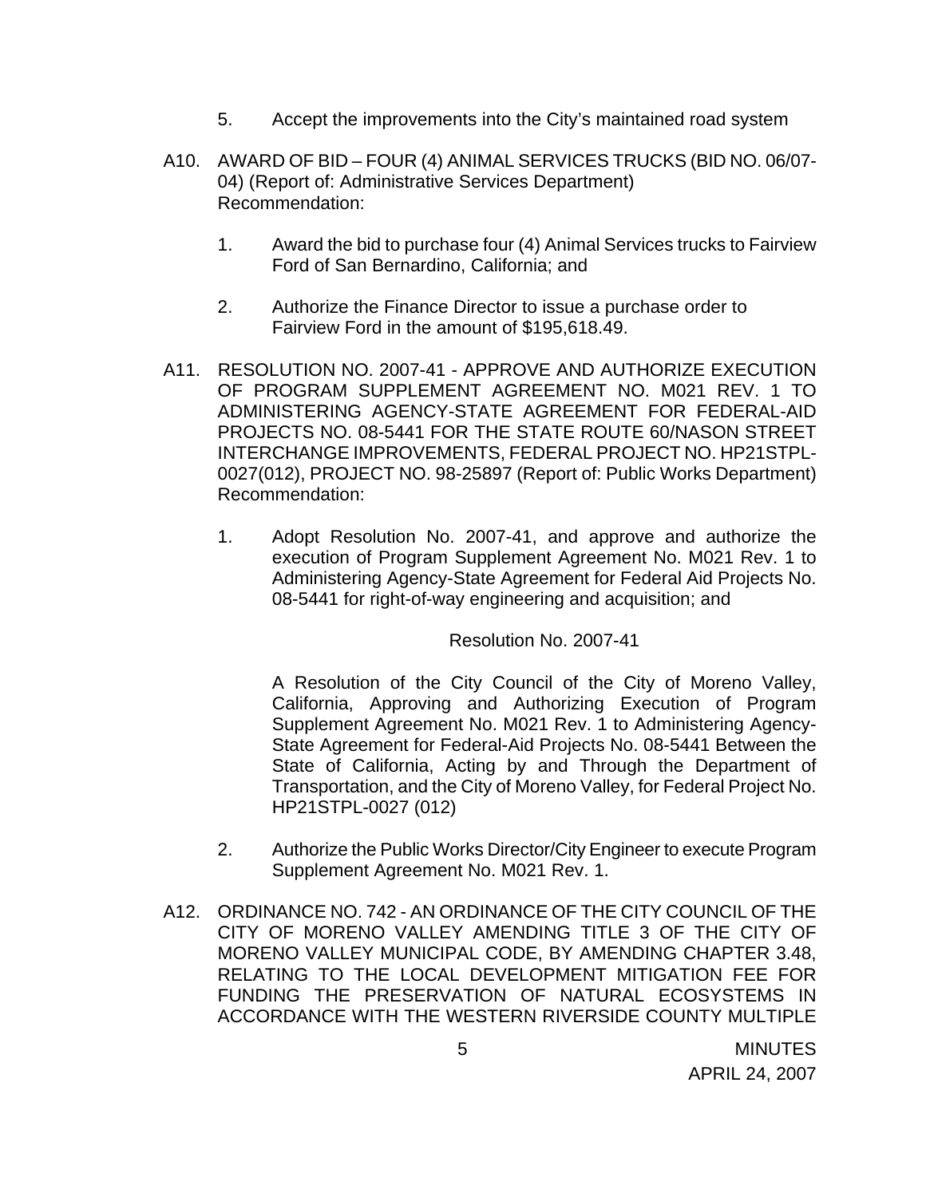5. Accept the improvements into the City's maintained road system

A10. AWARD OF BID – FOUR (4) ANIMAL SERVICES TRUCKS (BID NO. 06/07-04) (Report of: Administrative Services Department)
Recommendation:

1. Award the bid to purchase four (4) Animal Services trucks to Fairview Ford of San Bernardino, California; and

2. Authorize the Finance Director to issue a purchase order to Fairview Ford in the amount of $195,618.49.

A11. RESOLUTION NO. 2007-41 - APPROVE AND AUTHORIZE EXECUTION OF PROGRAM SUPPLEMENT AGREEMENT NO. M021 REV. 1 TO ADMINISTERING AGENCY-STATE AGREEMENT FOR FEDERAL-AID PROJECTS NO. 08-5441 FOR THE STATE ROUTE 60/NASON STREET INTERCHANGE IMPROVEMENTS, FEDERAL PROJECT NO. HP21STPL-0027(012), PROJECT NO. 98-25897 (Report of: Public Works Department)
Recommendation:

1. Adopt Resolution No. 2007-41, and approve and authorize the execution of Program Supplement Agreement No. M021 Rev. 1 to Administering Agency-State Agreement for Federal Aid Projects No. 08-5441 for right-of-way engineering and acquisition; and

   Resolution No. 2007-41

   A Resolution of the City Council of the City of Moreno Valley, California, Approving and Authorizing Execution of Program Supplement Agreement No. M021 Rev. 1 to Administering Agency-State Agreement for Federal-Aid Projects No. 08-5441 Between the State of California, Acting by and Through the Department of Transportation, and the City of Moreno Valley, for Federal Project No. HP21STPL-0027 (012)

2. Authorize the Public Works Director/City Engineer to execute Program Supplement Agreement No. M021 Rev. 1.

A12. ORDINANCE NO. 742 - AN ORDINANCE OF THE CITY COUNCIL OF THE CITY OF MORENO VALLEY AMENDING TITLE 3 OF THE CITY OF MORENO VALLEY MUNICIPAL CODE, BY AMENDING CHAPTER 3.48, RELATING TO THE LOCAL DEVELOPMENT MITIGATION FEE FOR FUNDING THE PRESERVATION OF NATURAL ECOSYSTEMS IN ACCORDANCE WITH THE WESTERN RIVERSIDE COUNTY MULTIPLE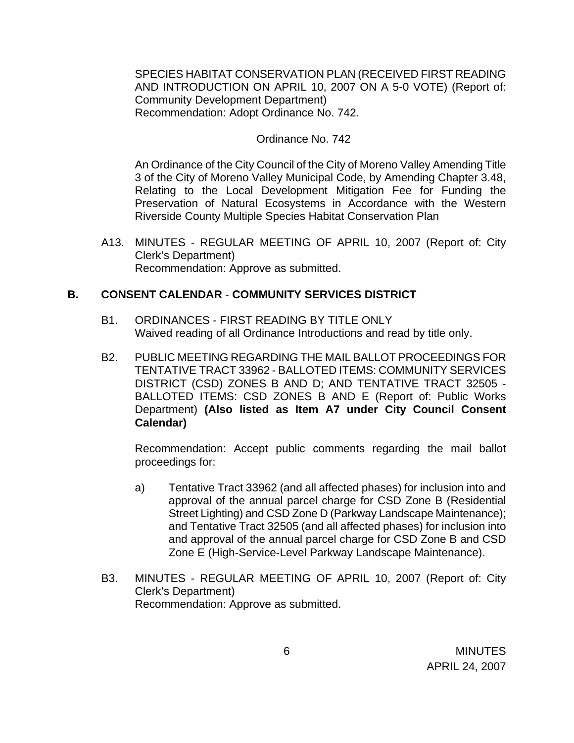SPECIES HABITAT CONSERVATION PLAN (RECEIVED FIRST READING AND INTRODUCTION ON APRIL 10, 2007 ON A 5-0 VOTE) (Report of: Community Development Department)
Recommendation: Adopt Ordinance No. 742.

Ordinance No. 742

An Ordinance of the City Council of the City of Moreno Valley Amending Title 3 of the City of Moreno Valley Municipal Code, by Amending Chapter 3.48, Relating to the Local Development Mitigation Fee for Funding the Preservation of Natural Ecosystems in Accordance with the Western Riverside County Multiple Species Habitat Conservation Plan

A13. MINUTES - REGULAR MEETING OF APRIL 10, 2007 (Report of: City Clerk's Department)
Recommendation: Approve as submitted.

## B. CONSENT CALENDAR - COMMUNITY SERVICES DISTRICT

B1. ORDINANCES - FIRST READING BY TITLE ONLY
Waived reading of all Ordinance Introductions and read by title only.

B2. PUBLIC MEETING REGARDING THE MAIL BALLOT PROCEEDINGS FOR TENTATIVE TRACT 33962 - BALLOTED ITEMS: COMMUNITY SERVICES DISTRICT (CSD) ZONES B AND D; AND TENTATIVE TRACT 32505 - BALLOTED ITEMS: CSD ZONES B AND E (Report of: Public Works Department) **(Also listed as Item A7 under City Council Consent Calendar)**

Recommendation: Accept public comments regarding the mail ballot proceedings for:

a) Tentative Tract 33962 (and all affected phases) for inclusion into and approval of the annual parcel charge for CSD Zone B (Residential Street Lighting) and CSD Zone D (Parkway Landscape Maintenance); and Tentative Tract 32505 (and all affected phases) for inclusion into and approval of the annual parcel charge for CSD Zone B and CSD Zone E (High-Service-Level Parkway Landscape Maintenance).

B3. MINUTES - REGULAR MEETING OF APRIL 10, 2007 (Report of: City Clerk's Department)
Recommendation: Approve as submitted.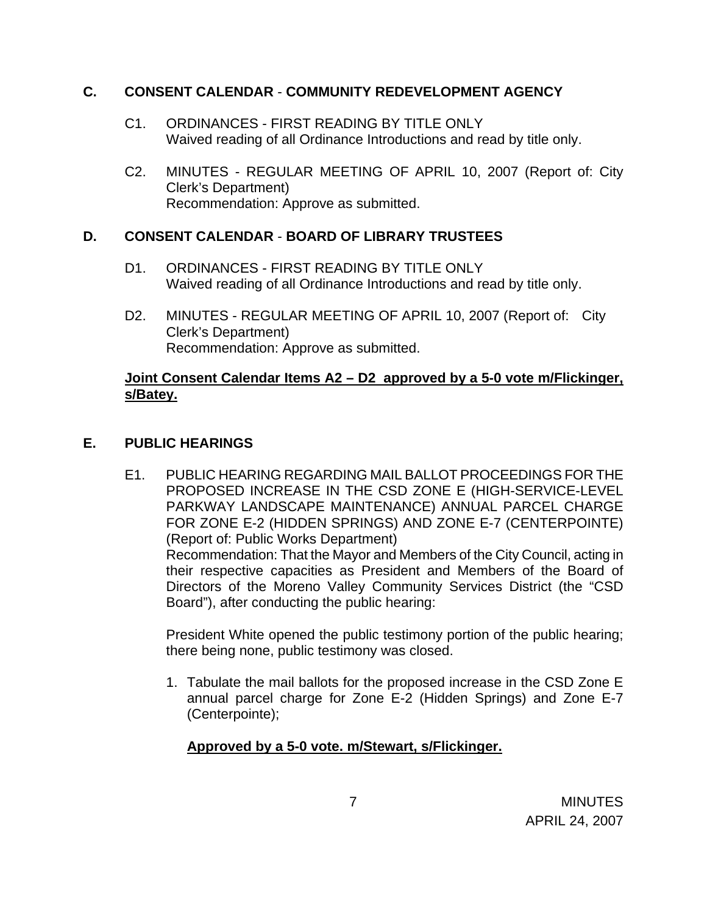## C. CONSENT CALENDAR - COMMUNITY REDEVELOPMENT AGENCY

C1. ORDINANCES - FIRST READING BY TITLE ONLY
Waived reading of all Ordinance Introductions and read by title only.

C2. MINUTES - REGULAR MEETING OF APRIL 10, 2007 (Report of: City Clerk's Department)
Recommendation: Approve as submitted.

## D. CONSENT CALENDAR - BOARD OF LIBRARY TRUSTEES

D1. ORDINANCES - FIRST READING BY TITLE ONLY
Waived reading of all Ordinance Introductions and read by title only.

D2. MINUTES - REGULAR MEETING OF APRIL 10, 2007 (Report of: City Clerk's Department)
Recommendation: Approve as submitted.

**Joint Consent Calendar Items A2 – D2 approved by a 5-0 vote m/Flickinger, s/Batey.**

## E. PUBLIC HEARINGS

E1. PUBLIC HEARING REGARDING MAIL BALLOT PROCEEDINGS FOR THE PROPOSED INCREASE IN THE CSD ZONE E (HIGH-SERVICE-LEVEL PARKWAY LANDSCAPE MAINTENANCE) ANNUAL PARCEL CHARGE FOR ZONE E-2 (HIDDEN SPRINGS) AND ZONE E-7 (CENTERPOINTE) (Report of: Public Works Department)
Recommendation: That the Mayor and Members of the City Council, acting in their respective capacities as President and Members of the Board of Directors of the Moreno Valley Community Services District (the "CSD Board"), after conducting the public hearing:

President White opened the public testimony portion of the public hearing; there being none, public testimony was closed.

1. Tabulate the mail ballots for the proposed increase in the CSD Zone E annual parcel charge for Zone E-2 (Hidden Springs) and Zone E-7 (Centerpointe);

   **Approved by a 5-0 vote. m/Stewart, s/Flickinger.**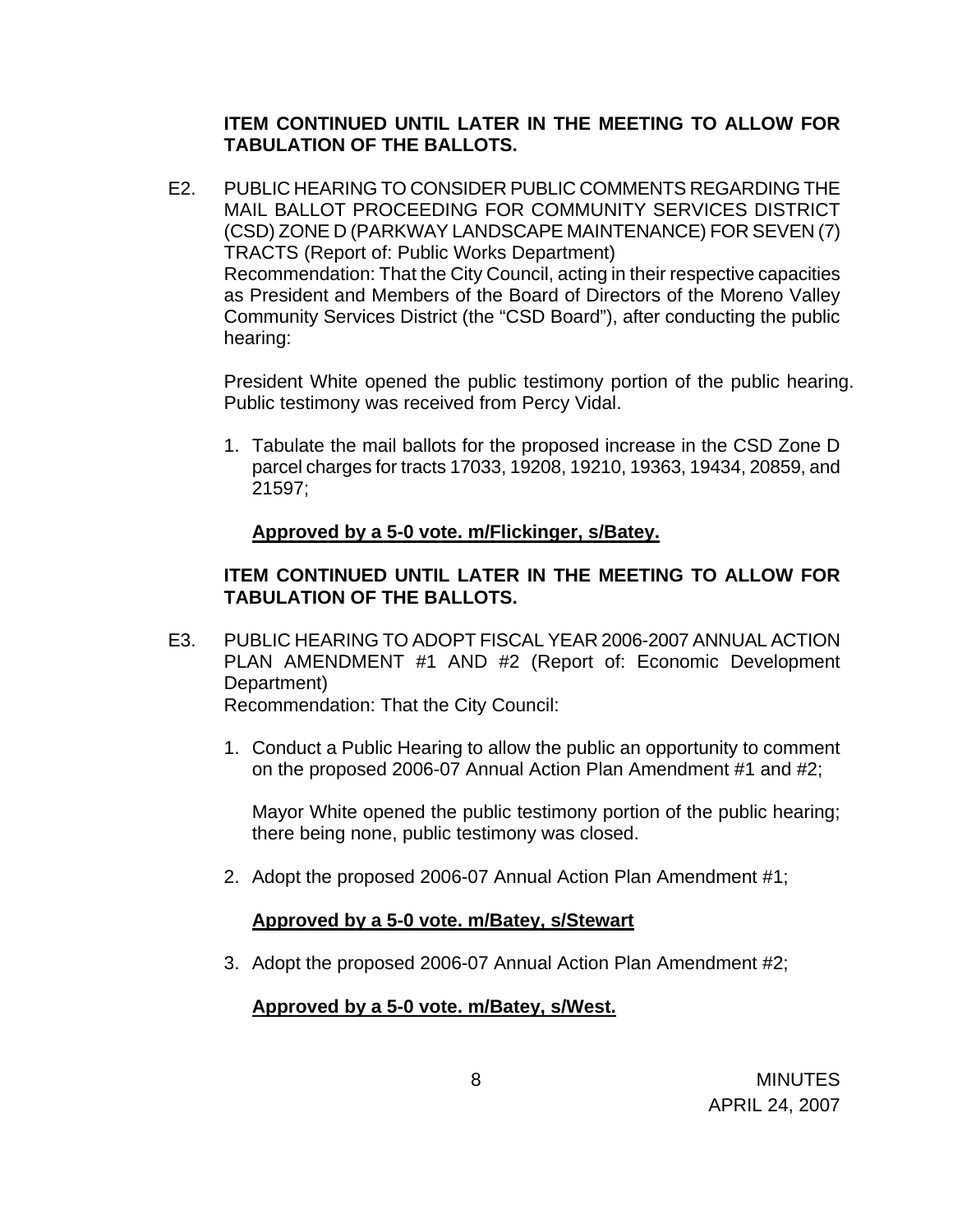**ITEM CONTINUED UNTIL LATER IN THE MEETING TO ALLOW FOR TABULATION OF THE BALLOTS.**

E2. PUBLIC HEARING TO CONSIDER PUBLIC COMMENTS REGARDING THE MAIL BALLOT PROCEEDING FOR COMMUNITY SERVICES DISTRICT (CSD) ZONE D (PARKWAY LANDSCAPE MAINTENANCE) FOR SEVEN (7) TRACTS (Report of: Public Works Department)
Recommendation: That the City Council, acting in their respective capacities as President and Members of the Board of Directors of the Moreno Valley Community Services District (the "CSD Board"), after conducting the public hearing:

President White opened the public testimony portion of the public hearing. Public testimony was received from Percy Vidal.

1. Tabulate the mail ballots for the proposed increase in the CSD Zone D parcel charges for tracts 17033, 19208, 19210, 19363, 19434, 20859, and 21597;

**Approved by a 5-0 vote. m/Flickinger, s/Batey.**

**ITEM CONTINUED UNTIL LATER IN THE MEETING TO ALLOW FOR TABULATION OF THE BALLOTS.**

E3. PUBLIC HEARING TO ADOPT FISCAL YEAR 2006-2007 ANNUAL ACTION PLAN AMENDMENT #1 AND #2 (Report of: Economic Development Department)
Recommendation: That the City Council:

1. Conduct a Public Hearing to allow the public an opportunity to comment on the proposed 2006-07 Annual Action Plan Amendment #1 and #2;

   Mayor White opened the public testimony portion of the public hearing; there being none, public testimony was closed.

2. Adopt the proposed 2006-07 Annual Action Plan Amendment #1;

   **Approved by a 5-0 vote. m/Batey, s/Stewart**

3. Adopt the proposed 2006-07 Annual Action Plan Amendment #2;

   **Approved by a 5-0 vote. m/Batey, s/West.**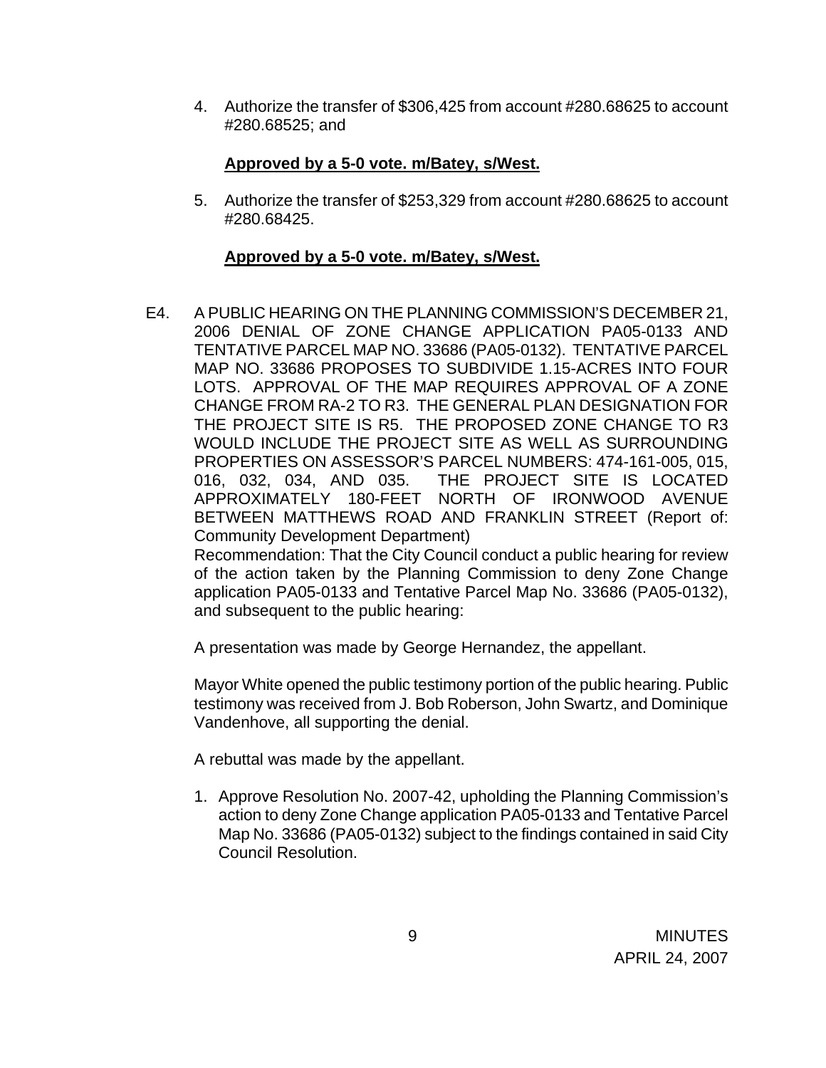4. Authorize the transfer of $306,425 from account #280.68625 to account #280.68525; and

   **Approved by a 5-0 vote. m/Batey, s/West.**

5. Authorize the transfer of $253,329 from account #280.68625 to account #280.68425.

   **Approved by a 5-0 vote. m/Batey, s/West.**

E4. A PUBLIC HEARING ON THE PLANNING COMMISSION'S DECEMBER 21, 2006 DENIAL OF ZONE CHANGE APPLICATION PA05-0133 AND TENTATIVE PARCEL MAP NO. 33686 (PA05-0132). TENTATIVE PARCEL MAP NO. 33686 PROPOSES TO SUBDIVIDE 1.15-ACRES INTO FOUR LOTS. APPROVAL OF THE MAP REQUIRES APPROVAL OF A ZONE CHANGE FROM RA-2 TO R3. THE GENERAL PLAN DESIGNATION FOR THE PROJECT SITE IS R5. THE PROPOSED ZONE CHANGE TO R3 WOULD INCLUDE THE PROJECT SITE AS WELL AS SURROUNDING PROPERTIES ON ASSESSOR'S PARCEL NUMBERS: 474-161-005, 015, 016, 032, 034, AND 035. THE PROJECT SITE IS LOCATED APPROXIMATELY 180-FEET NORTH OF IRONWOOD AVENUE BETWEEN MATTHEWS ROAD AND FRANKLIN STREET (Report of: Community Development Department)
Recommendation: That the City Council conduct a public hearing for review of the action taken by the Planning Commission to deny Zone Change application PA05-0133 and Tentative Parcel Map No. 33686 (PA05-0132), and subsequent to the public hearing:

A presentation was made by George Hernandez, the appellant.

Mayor White opened the public testimony portion of the public hearing. Public testimony was received from J. Bob Roberson, John Swartz, and Dominique Vandenhove, all supporting the denial.

A rebuttal was made by the appellant.

1. Approve Resolution No. 2007-42, upholding the Planning Commission's action to deny Zone Change application PA05-0133 and Tentative Parcel Map No. 33686 (PA05-0132) subject to the findings contained in said City Council Resolution.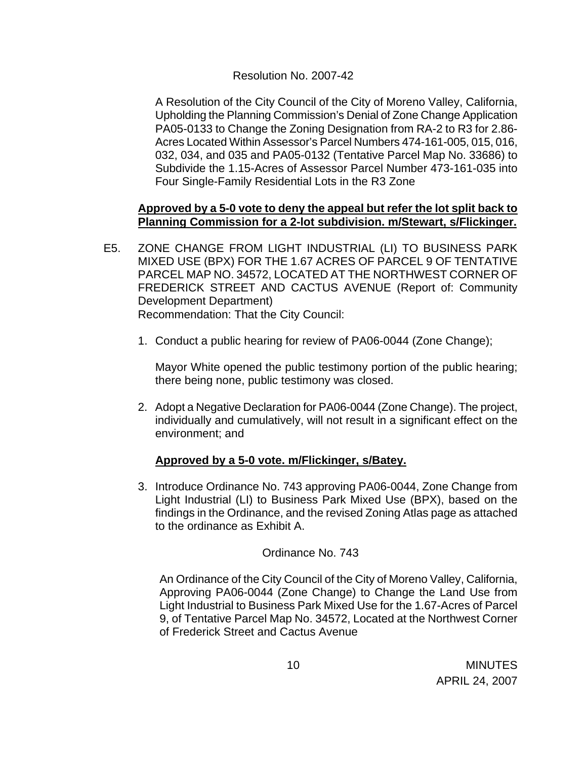Resolution No. 2007-42

A Resolution of the City Council of the City of Moreno Valley, California, Upholding the Planning Commission's Denial of Zone Change Application PA05-0133 to Change the Zoning Designation from RA-2 to R3 for 2.86-Acres Located Within Assessor's Parcel Numbers 474-161-005, 015, 016, 032, 034, and 035 and PA05-0132 (Tentative Parcel Map No. 33686) to Subdivide the 1.15-Acres of Assessor Parcel Number 473-161-035 into Four Single-Family Residential Lots in the R3 Zone

**Approved by a 5-0 vote to deny the appeal but refer the lot split back to Planning Commission for a 2-lot subdivision. m/Stewart, s/Flickinger.**

E5. ZONE CHANGE FROM LIGHT INDUSTRIAL (LI) TO BUSINESS PARK MIXED USE (BPX) FOR THE 1.67 ACRES OF PARCEL 9 OF TENTATIVE PARCEL MAP NO. 34572, LOCATED AT THE NORTHWEST CORNER OF FREDERICK STREET AND CACTUS AVENUE (Report of: Community Development Department)
Recommendation: That the City Council:

1. Conduct a public hearing for review of PA06-0044 (Zone Change);

   Mayor White opened the public testimony portion of the public hearing; there being none, public testimony was closed.

2. Adopt a Negative Declaration for PA06-0044 (Zone Change). The project, individually and cumulatively, will not result in a significant effect on the environment; and

   **Approved by a 5-0 vote. m/Flickinger, s/Batey.**

3. Introduce Ordinance No. 743 approving PA06-0044, Zone Change from Light Industrial (LI) to Business Park Mixed Use (BPX), based on the findings in the Ordinance, and the revised Zoning Atlas page as attached to the ordinance as Exhibit A.

   Ordinance No. 743

   An Ordinance of the City Council of the City of Moreno Valley, California, Approving PA06-0044 (Zone Change) to Change the Land Use from Light Industrial to Business Park Mixed Use for the 1.67-Acres of Parcel 9, of Tentative Parcel Map No. 34572, Located at the Northwest Corner of Frederick Street and Cactus Avenue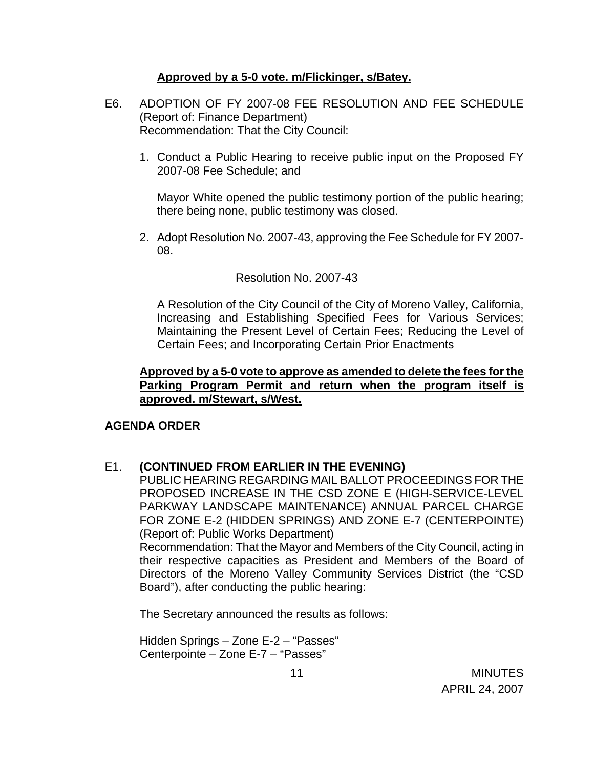**Approved by a 5-0 vote. m/Flickinger, s/Batey.**

E6. ADOPTION OF FY 2007-08 FEE RESOLUTION AND FEE SCHEDULE (Report of: Finance Department)
Recommendation: That the City Council:

1. Conduct a Public Hearing to receive public input on the Proposed FY 2007-08 Fee Schedule; and

   Mayor White opened the public testimony portion of the public hearing; there being none, public testimony was closed.

2. Adopt Resolution No. 2007-43, approving the Fee Schedule for FY 2007-08.

   Resolution No. 2007-43

   A Resolution of the City Council of the City of Moreno Valley, California, Increasing and Establishing Specified Fees for Various Services; Maintaining the Present Level of Certain Fees; Reducing the Level of Certain Fees; and Incorporating Certain Prior Enactments

**Approved by a 5-0 vote to approve as amended to delete the fees for the Parking Program Permit and return when the program itself is approved. m/Stewart, s/West.**

**AGENDA ORDER**

E1. **(CONTINUED FROM EARLIER IN THE EVENING)**
PUBLIC HEARING REGARDING MAIL BALLOT PROCEEDINGS FOR THE PROPOSED INCREASE IN THE CSD ZONE E (HIGH-SERVICE-LEVEL PARKWAY LANDSCAPE MAINTENANCE) ANNUAL PARCEL CHARGE FOR ZONE E-2 (HIDDEN SPRINGS) AND ZONE E-7 (CENTERPOINTE) (Report of: Public Works Department)
Recommendation: That the Mayor and Members of the City Council, acting in their respective capacities as President and Members of the Board of Directors of the Moreno Valley Community Services District (the "CSD Board"), after conducting the public hearing:

The Secretary announced the results as follows:

Hidden Springs – Zone E-2 – "Passes"
Centerpointe – Zone E-7 – "Passes"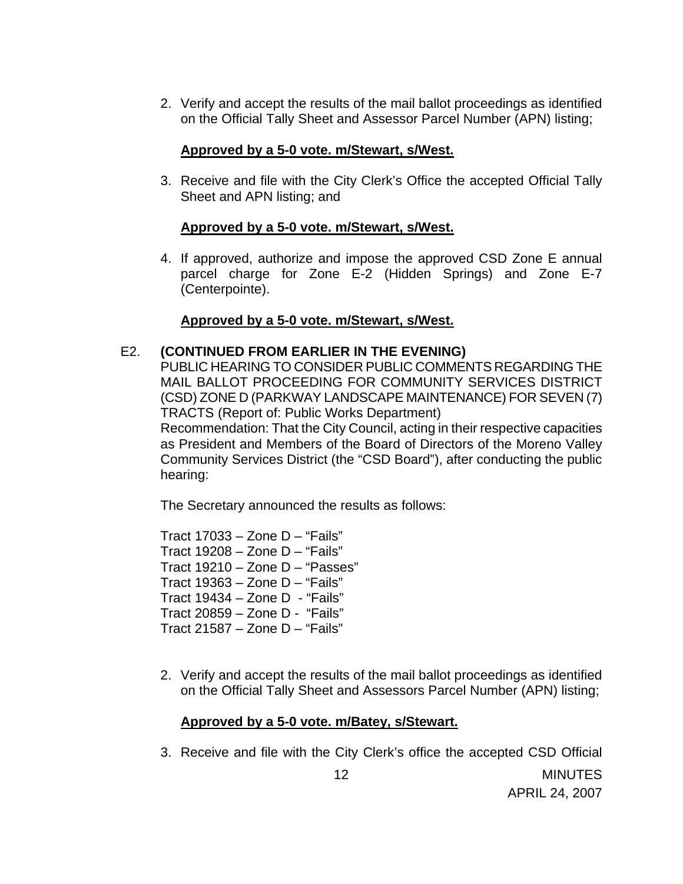2. Verify and accept the results of the mail ballot proceedings as identified on the Official Tally Sheet and Assessor Parcel Number (APN) listing;

   **Approved by a 5-0 vote. m/Stewart, s/West.**

3. Receive and file with the City Clerk's Office the accepted Official Tally Sheet and APN listing; and

   **Approved by a 5-0 vote. m/Stewart, s/West.**

4. If approved, authorize and impose the approved CSD Zone E annual parcel charge for Zone E-2 (Hidden Springs) and Zone E-7 (Centerpointe).

   **Approved by a 5-0 vote. m/Stewart, s/West.**

E2. **(CONTINUED FROM EARLIER IN THE EVENING)**
PUBLIC HEARING TO CONSIDER PUBLIC COMMENTS REGARDING THE MAIL BALLOT PROCEEDING FOR COMMUNITY SERVICES DISTRICT (CSD) ZONE D (PARKWAY LANDSCAPE MAINTENANCE) FOR SEVEN (7) TRACTS (Report of: Public Works Department)
Recommendation: That the City Council, acting in their respective capacities as President and Members of the Board of Directors of the Moreno Valley Community Services District (the "CSD Board"), after conducting the public hearing:

The Secretary announced the results as follows:

Tract 17033 – Zone D – "Fails"
Tract 19208 – Zone D – "Fails"
Tract 19210 – Zone D – "Passes"
Tract 19363 – Zone D – "Fails"
Tract 19434 – Zone D - "Fails"
Tract 20859 – Zone D - "Fails"
Tract 21587 – Zone D – "Fails"

2. Verify and accept the results of the mail ballot proceedings as identified on the Official Tally Sheet and Assessors Parcel Number (APN) listing;

   **Approved by a 5-0 vote. m/Batey, s/Stewart.**

3. Receive and file with the City Clerk's office the accepted CSD Official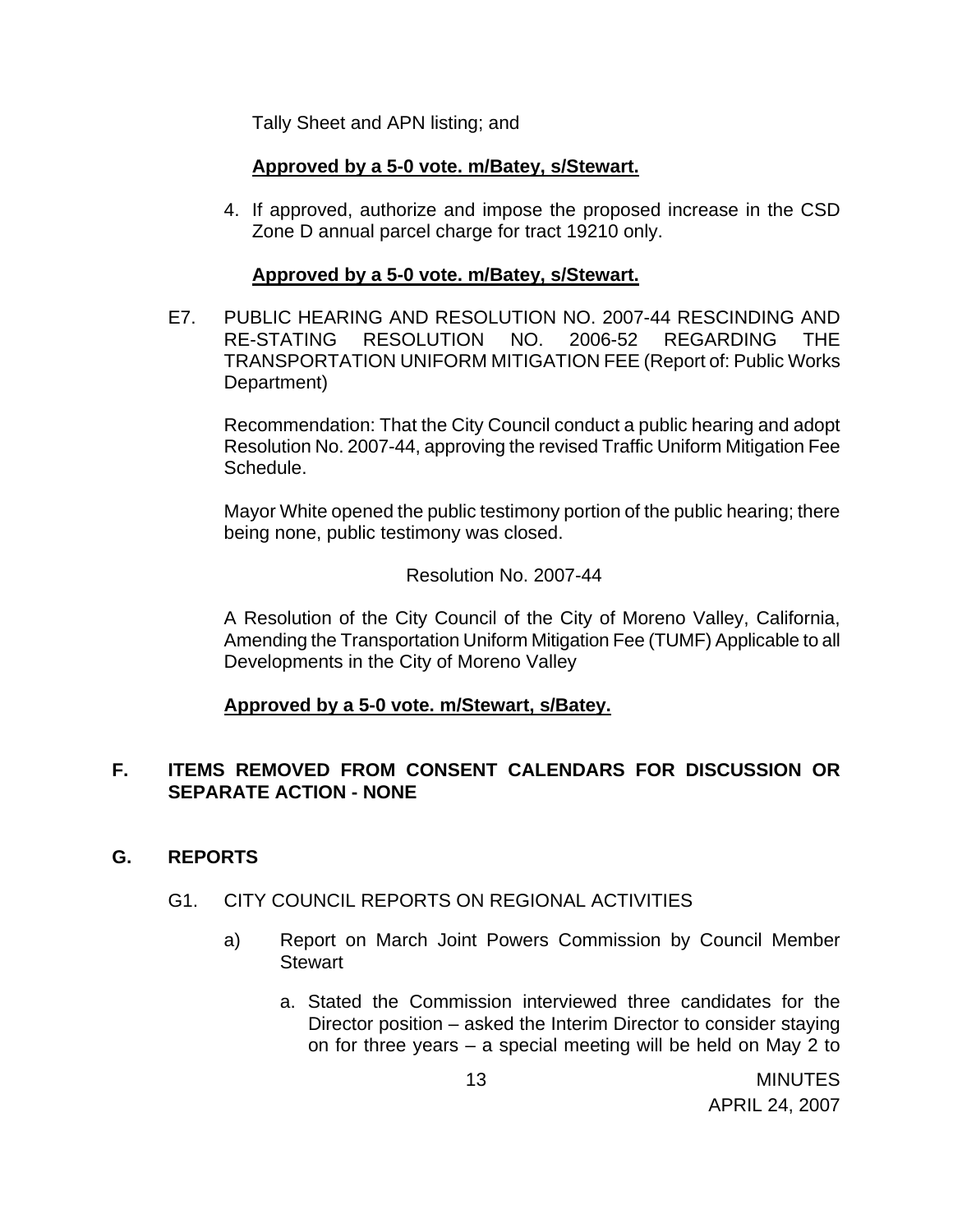Tally Sheet and APN listing; and

**Approved by a 5-0 vote. m/Batey, s/Stewart.**

4. If approved, authorize and impose the proposed increase in the CSD Zone D annual parcel charge for tract 19210 only.

**Approved by a 5-0 vote. m/Batey, s/Stewart.**

E7. PUBLIC HEARING AND RESOLUTION NO. 2007-44 RESCINDING AND RE-STATING RESOLUTION NO. 2006-52 REGARDING THE TRANSPORTATION UNIFORM MITIGATION FEE (Report of: Public Works Department)

Recommendation: That the City Council conduct a public hearing and adopt Resolution No. 2007-44, approving the revised Traffic Uniform Mitigation Fee Schedule.

Mayor White opened the public testimony portion of the public hearing; there being none, public testimony was closed.

Resolution No. 2007-44

A Resolution of the City Council of the City of Moreno Valley, California, Amending the Transportation Uniform Mitigation Fee (TUMF) Applicable to all Developments in the City of Moreno Valley

**Approved by a 5-0 vote. m/Stewart, s/Batey.**

## F. ITEMS REMOVED FROM CONSENT CALENDARS FOR DISCUSSION OR SEPARATE ACTION - NONE

## G. REPORTS

G1. CITY COUNCIL REPORTS ON REGIONAL ACTIVITIES

a) Report on March Joint Powers Commission by Council Member Stewart

a. Stated the Commission interviewed three candidates for the Director position – asked the Interim Director to consider staying on for three years – a special meeting will be held on May 2 to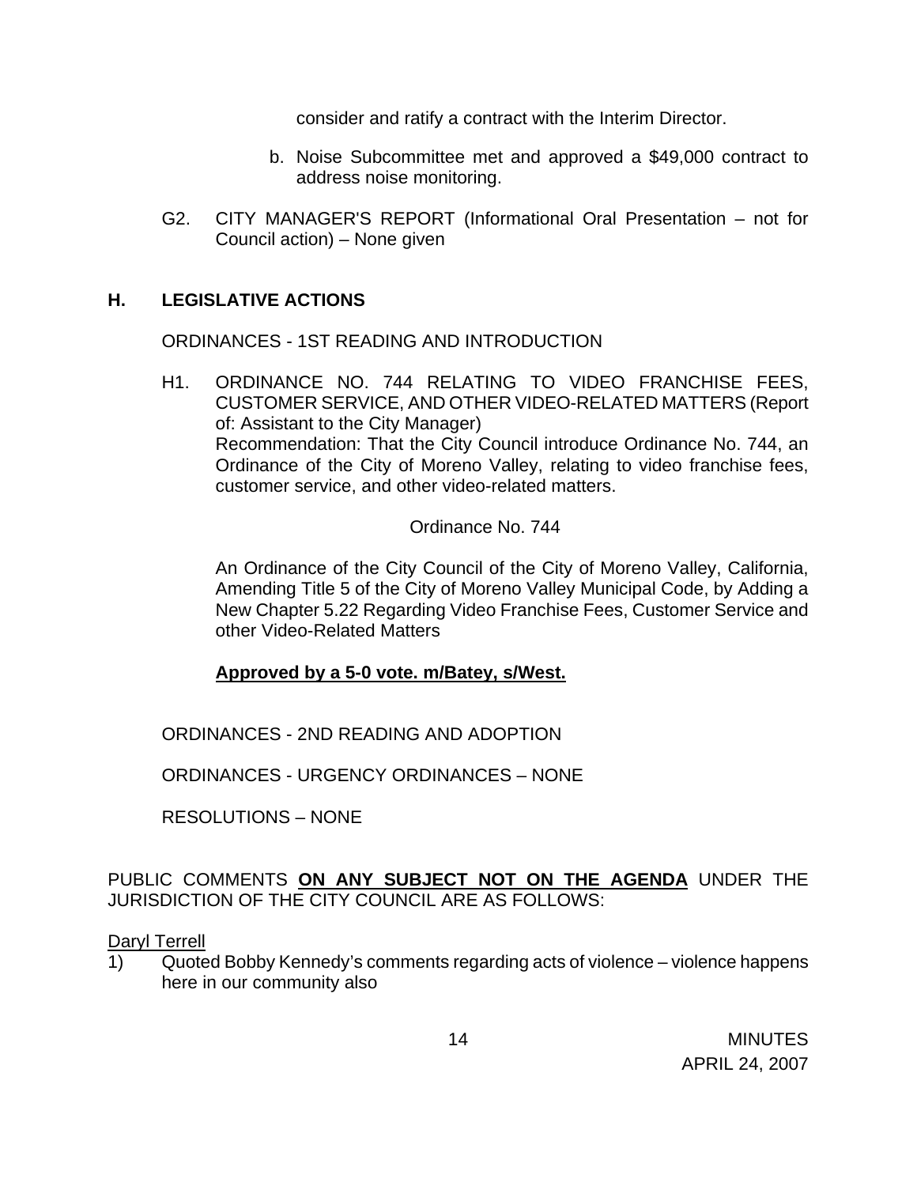consider and ratify a contract with the Interim Director.

b. Noise Subcommittee met and approved a $49,000 contract to address noise monitoring.

G2. CITY MANAGER'S REPORT (Informational Oral Presentation – not for Council action) – None given

## H. LEGISLATIVE ACTIONS

ORDINANCES - 1ST READING AND INTRODUCTION

H1. ORDINANCE NO. 744 RELATING TO VIDEO FRANCHISE FEES, CUSTOMER SERVICE, AND OTHER VIDEO-RELATED MATTERS (Report of: Assistant to the City Manager)
Recommendation: That the City Council introduce Ordinance No. 744, an Ordinance of the City of Moreno Valley, relating to video franchise fees, customer service, and other video-related matters.

Ordinance No. 744

An Ordinance of the City Council of the City of Moreno Valley, California, Amending Title 5 of the City of Moreno Valley Municipal Code, by Adding a New Chapter 5.22 Regarding Video Franchise Fees, Customer Service and other Video-Related Matters

**Approved by a 5-0 vote. m/Batey, s/West.**

ORDINANCES - 2ND READING AND ADOPTION

ORDINANCES - URGENCY ORDINANCES – NONE

RESOLUTIONS – NONE

PUBLIC COMMENTS **ON ANY SUBJECT NOT ON THE AGENDA** UNDER THE JURISDICTION OF THE CITY COUNCIL ARE AS FOLLOWS:

Daryl Terrell

1) Quoted Bobby Kennedy's comments regarding acts of violence – violence happens here in our community also

MINUTES
APRIL 24, 2007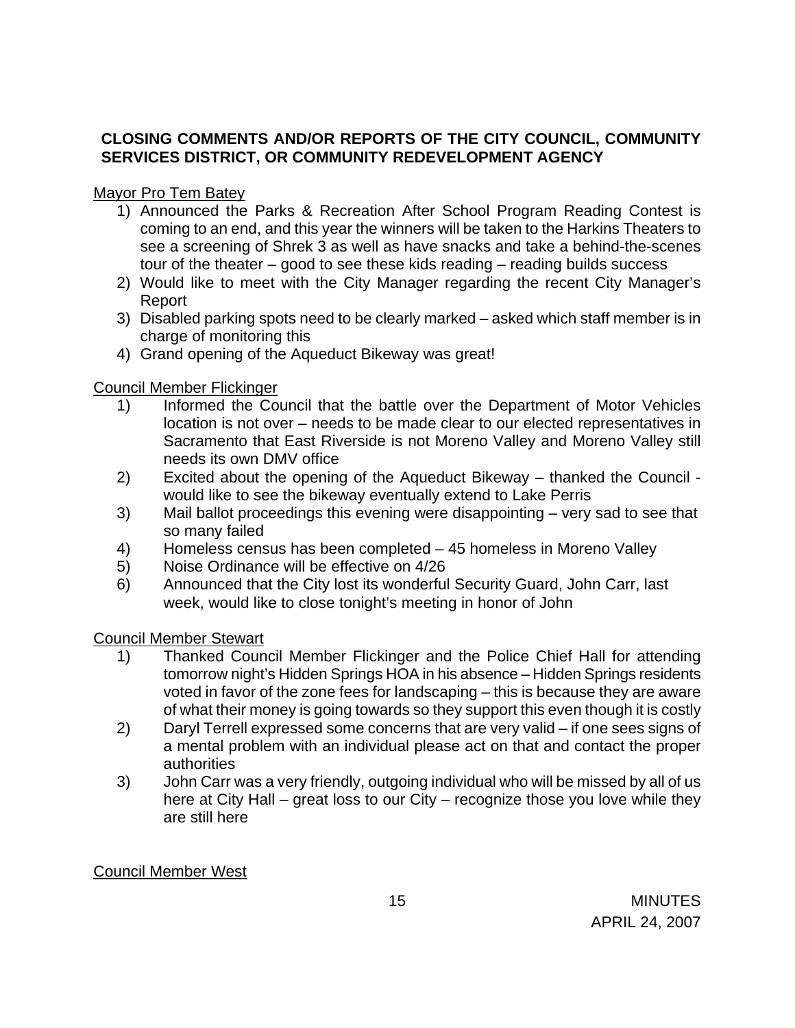**CLOSING COMMENTS AND/OR REPORTS OF THE CITY COUNCIL, COMMUNITY SERVICES DISTRICT, OR COMMUNITY REDEVELOPMENT AGENCY**

Mayor Pro Tem Batey

1) Announced the Parks & Recreation After School Program Reading Contest is coming to an end, and this year the winners will be taken to the Harkins Theaters to see a screening of Shrek 3 as well as have snacks and take a behind-the-scenes tour of the theater – good to see these kids reading – reading builds success
2) Would like to meet with the City Manager regarding the recent City Manager's Report
3) Disabled parking spots need to be clearly marked – asked which staff member is in charge of monitoring this
4) Grand opening of the Aqueduct Bikeway was great!

Council Member Flickinger

1) Informed the Council that the battle over the Department of Motor Vehicles location is not over – needs to be made clear to our elected representatives in Sacramento that East Riverside is not Moreno Valley and Moreno Valley still needs its own DMV office
2) Excited about the opening of the Aqueduct Bikeway – thanked the Council - would like to see the bikeway eventually extend to Lake Perris
3) Mail ballot proceedings this evening were disappointing – very sad to see that so many failed
4) Homeless census has been completed – 45 homeless in Moreno Valley
5) Noise Ordinance will be effective on 4/26
6) Announced that the City lost its wonderful Security Guard, John Carr, last week, would like to close tonight's meeting in honor of John

Council Member Stewart

1) Thanked Council Member Flickinger and the Police Chief Hall for attending tomorrow night's Hidden Springs HOA in his absence – Hidden Springs residents voted in favor of the zone fees for landscaping – this is because they are aware of what their money is going towards so they support this even though it is costly
2) Daryl Terrell expressed some concerns that are very valid – if one sees signs of a mental problem with an individual please act on that and contact the proper authorities
3) John Carr was a very friendly, outgoing individual who will be missed by all of us here at City Hall – great loss to our City – recognize those you love while they are still here

Council Member West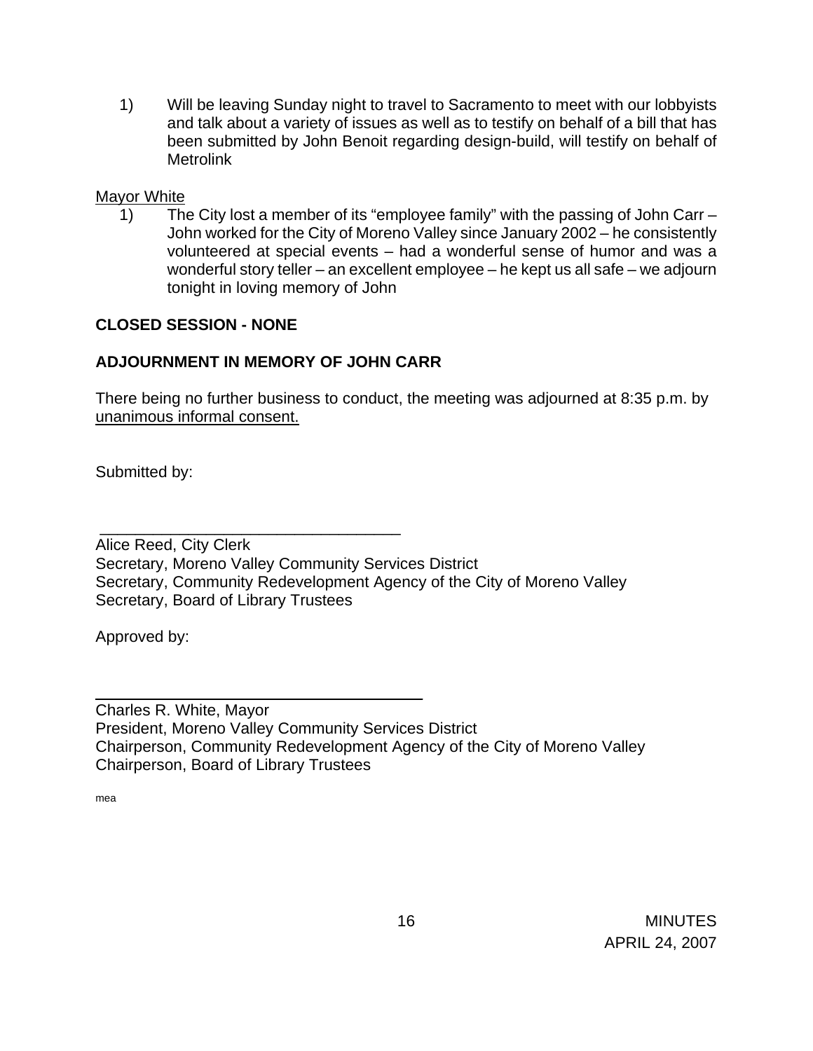1) Will be leaving Sunday night to travel to Sacramento to meet with our lobbyists and talk about a variety of issues as well as to testify on behalf of a bill that has been submitted by John Benoit regarding design-build, will testify on behalf of Metrolink

Mayor White

1) The City lost a member of its "employee family" with the passing of John Carr – John worked for the City of Moreno Valley since January 2002 – he consistently volunteered at special events – had a wonderful sense of humor and was a wonderful story teller – an excellent employee – he kept us all safe – we adjourn tonight in loving memory of John

**CLOSED SESSION - NONE**

**ADJOURNMENT IN MEMORY OF JOHN CARR**

There being no further business to conduct, the meeting was adjourned at 8:35 p.m. by unanimous informal consent.

Submitted by:

\_\_\_\_\_\_\_\_\_\_\_\_\_\_\_\_\_\_\_\_\_\_\_\_\_\_\_\_\_\_\_\_\_\_\_

Alice Reed, City Clerk
Secretary, Moreno Valley Community Services District
Secretary, Community Redevelopment Agency of the City of Moreno Valley
Secretary, Board of Library Trustees

Approved by:

\_\_\_\_\_\_\_\_\_\_\_\_\_\_\_\_\_\_\_\_\_\_\_\_\_\_\_\_\_\_\_\_\_\_\_

Charles R. White, Mayor
President, Moreno Valley Community Services District
Chairperson, Community Redevelopment Agency of the City of Moreno Valley
Chairperson, Board of Library Trustees

mea